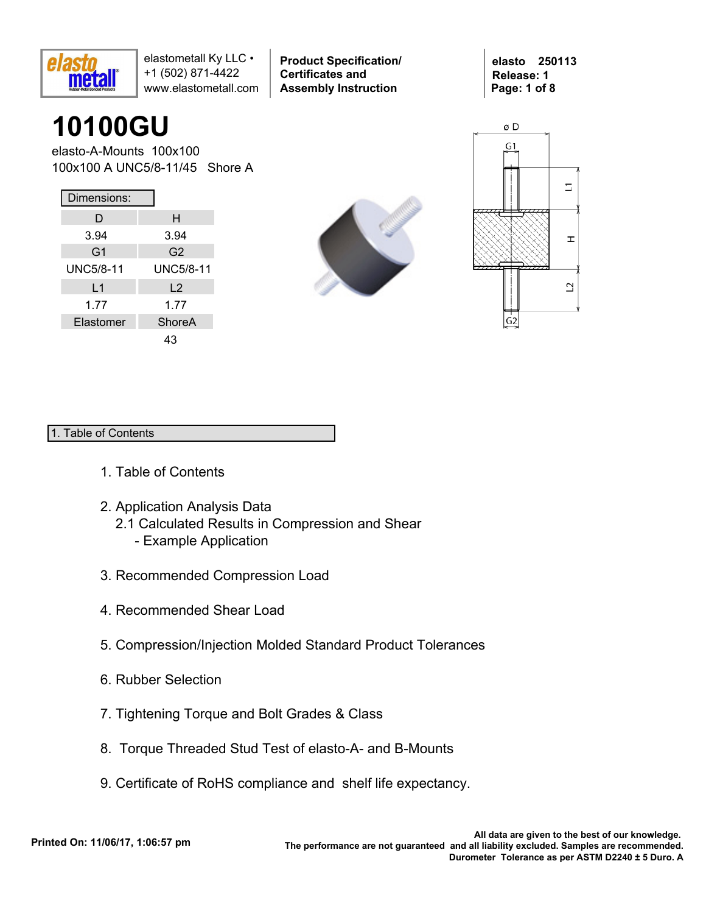elastometall Ky LLC • +1 (502) 871-4422 www.elastometall.com

**Product Specification/ Certificates and Assembly Instruction**

**elasto 250113**
**Release: 1**

# 10100GU

elasto-A-Mounts 100x100
100x100 A UNC5/8-11/45 Shore A

| Dimensions: | |
|---|---|
| D | H |
| 3.94 | 3.94 |
| G1 | G2 |
| UNC5/8-11 | UNC5/8-11 |
| L1 | L2 |
| 1.77 | 1.77 |
| Elastomer | ShoreA |
| | 43 |

## 1. Table of Contents

1. Table of Contents

2. Application Analysis Data
   2.1 Calculated Results in Compression and Shear
      - Example Application

3. Recommended Compression Load

4. Recommended Shear Load

5. Compression/Injection Molded Standard Product Tolerances

6. Rubber Selection

7. Tightening Torque and Bolt Grades & Class

8. Torque Threaded Stud Test of elasto-A- and B-Mounts

9. Certificate of RoHS compliance and shelf life expectancy.

**Printed On: 11/06/17, 1:06:57 pm**

**All data are given to the best of our knowledge. The performance are not guaranteed and all liability excluded. Samples are recommended. Durometer Tolerance as per ASTM D2240 ± 5 Duro. A**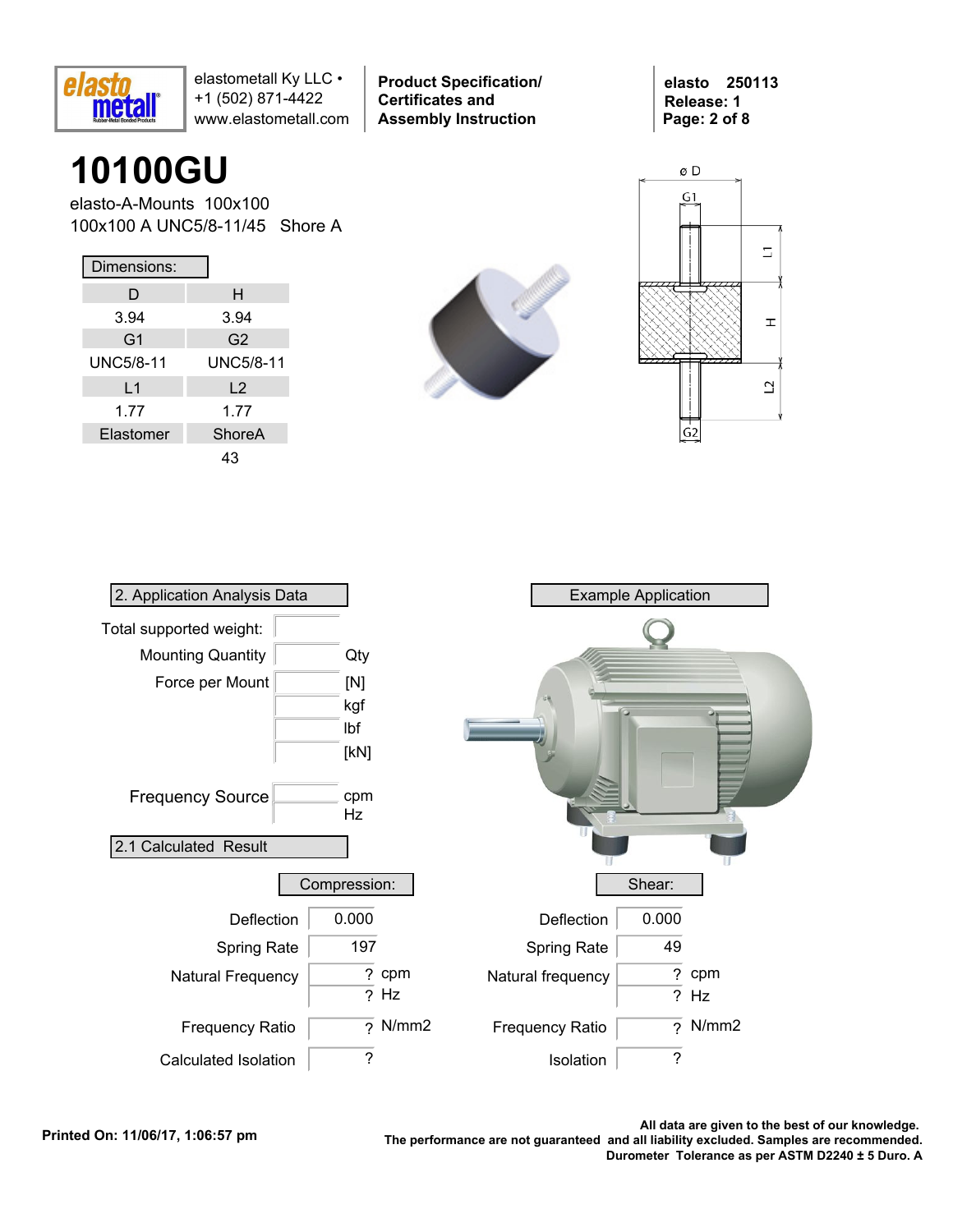# 10100GU

elasto-A-Mounts 100x100
100x100 A UNC5/8-11/45 Shore A

**Dimensions:**

| D | H |
|---|---|
| 3.94 | 3.94 |
| **G1** | **G2** |
| UNC5/8-11 | UNC5/8-11 |
| **L1** | **L2** |
| 1.77 | 1.77 |
| **Elastomer** | **ShoreA** |
| | 43 |

## 2. Application Analysis Data

| | | |
|---|---|---|
| Total supported weight: | | |
| Mounting Quantity | | Qty |
| Force per Mount | | [N] |
| | | kgf |
| | | lbf |
| | | [kN] |
| Frequency Source | | cpm |
| | | Hz |

**Example Application**

## 2.1 Calculated Result

| Compression: | | | Shear: | | |
|---|---|---|---|---|---|
| Deflection | 0.000 | | Deflection | 0.000 | |
| Spring Rate | 197 | | Spring Rate | 49 | |
| Natural Frequency | ? | cpm | Natural frequency | ? | cpm |
| | ? | Hz | | ? | Hz |
| Frequency Ratio | ? | N/mm2 | Frequency Ratio | ? | N/mm2 |
| Calculated Isolation | ? | | Isolation | ? | |

**Printed On: 11/06/17, 1:06:57 pm**

**All data are given to the best of our knowledge.**
**The performance are not guaranteed and all liability excluded. Samples are recommended.**
**Durometer Tolerance as per ASTM D2240 ± 5 Duro. A**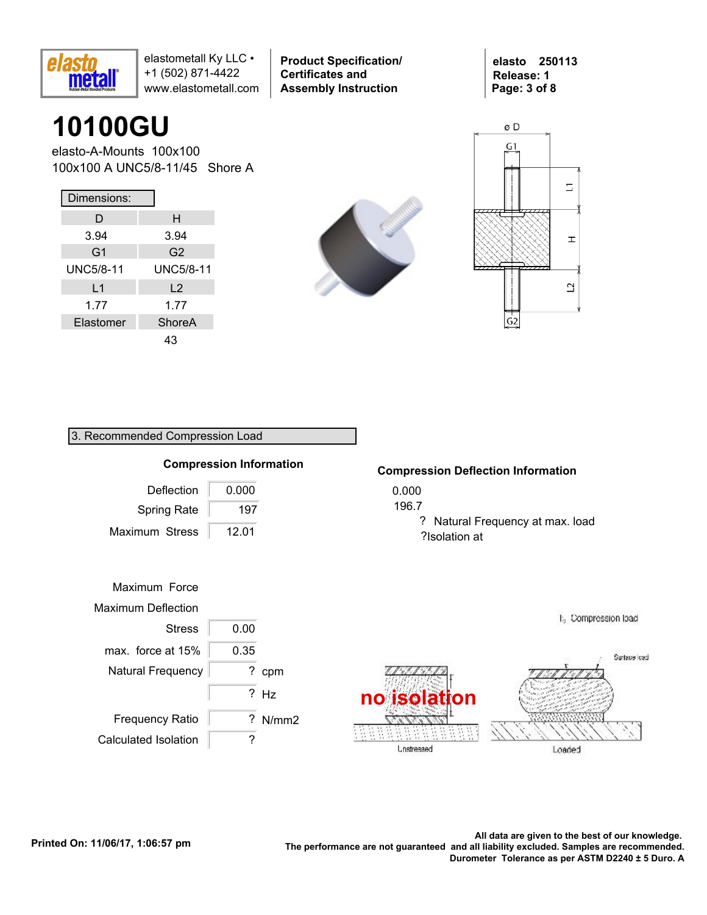elastometall Ky LLC •
+1 (502) 871-4422
www.elastometall.com

**Product Specification/ Certificates and Assembly Instruction**

**elasto 250113**
**Release: 1**

# 10100GU

elasto-A-Mounts 100x100
100x100 A UNC5/8-11/45 Shore A

Dimensions:

| D | H |
|---|---|
| 3.94 | 3.94 |
| G1 | G2 |
| UNC5/8-11 | UNC5/8-11 |
| L1 | L2 |
| 1.77 | 1.77 |
| Elastomer | ShoreA |
| | 43 |

## 3. Recommended Compression Load

### Compression Information

| | |
|---|---|
| Deflection | 0.000 |
| Spring Rate | 197 |
| Maximum Stress | 12.01 |

### Compression Deflection Information

0.000
196.7
? Natural Frequency at max. load
?Isolation at

| | | |
|---|---|---|
| Maximum Force | | |
| Maximum Deflection | | |
| Stress | 0.00 | |
| max. force at 15% | 0.35 | |
| Natural Frequency | ? | cpm |
| | ? | Hz |
| Frequency Ratio | ? | N/mm2 |
| Calculated Isolation | ? | |

no isolation

**Printed On: 11/06/17, 1:06:57 pm**

**All data are given to the best of our knowledge. The performance are not guaranteed and all liability excluded. Samples are recommended. Durometer Tolerance as per ASTM D2240 ± 5 Duro. A**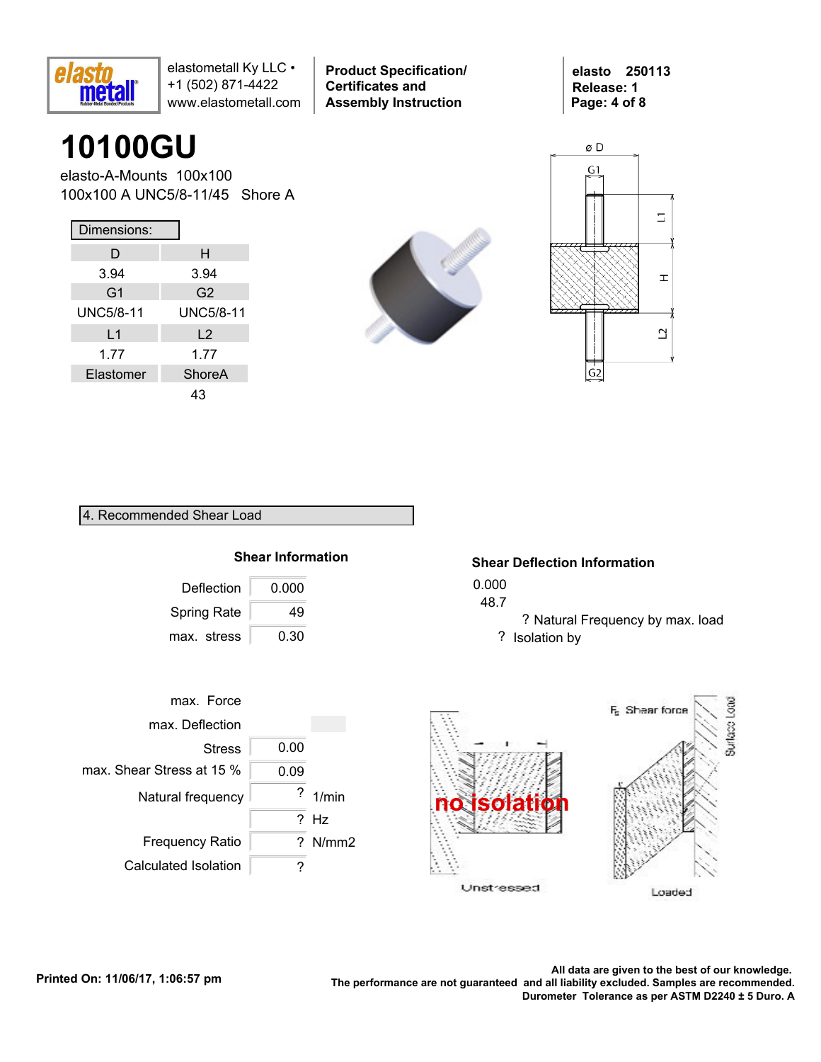# 10100GU

elasto-A-Mounts 100x100
100x100 A UNC5/8-11/45 Shore A

| Dimensions: | |
|---|---|
| D | H |
| 3.94 | 3.94 |
| G1 | G2 |
| UNC5/8-11 | UNC5/8-11 |
| L1 | L2 |
| 1.77 | 1.77 |
| Elastomer | ShoreA |
| | 43 |

## 4. Recommended Shear Load

### Shear Information

| | |
|---|---|
| Deflection | 0.000 |
| Spring Rate | 49 |
| max. stress | 0.30 |

### Shear Deflection Information

0.000
48.7

? Natural Frequency by max. load
? Isolation by

| | | |
|---|---|---|
| max. Force | | |
| max. Deflection | | |
| Stress | 0.00 | |
| max. Shear Stress at 15 % | 0.09 | |
| Natural frequency | ? | 1/min |
| | ? | Hz |
| Frequency Ratio | ? | N/mm2 |
| Calculated Isolation | ? | |

no isolation

Unstressed

$F_s$ Shear force

Surface Load

Loaded

Printed On: 11/06/17, 1:06:57 pm

All data are given to the best of our knowledge.
The performance are not guaranteed and all liability excluded. Samples are recommended.
Durometer Tolerance as per ASTM D2240 ± 5 Duro. A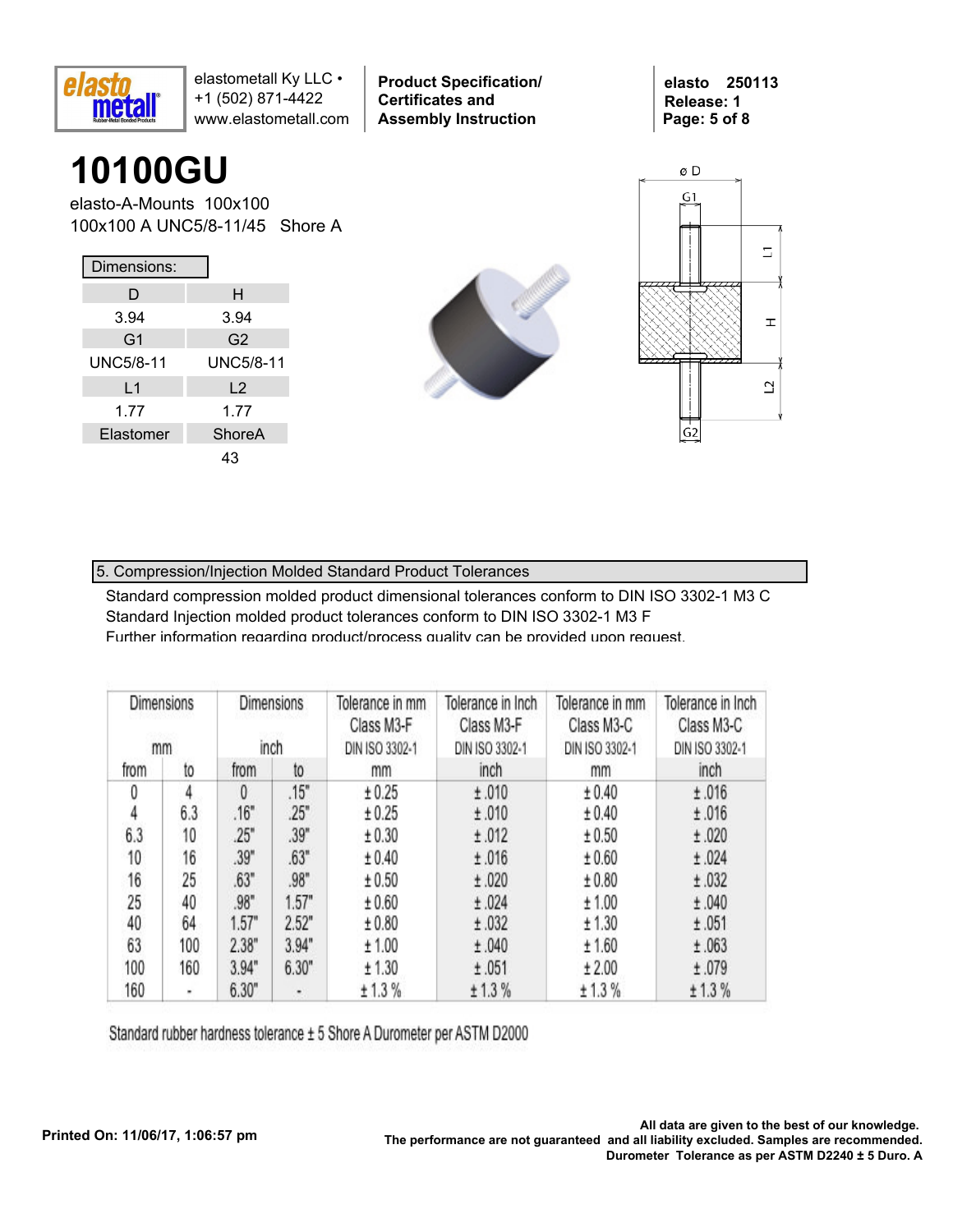# 10100GU

elasto-A-Mounts 100x100
100x100 A UNC5/8-11/45 Shore A

| Dimensions: | |
|---|---|
| D | H |
| 3.94 | 3.94 |
| G1 | G2 |
| UNC5/8-11 | UNC5/8-11 |
| L1 | L2 |
| 1.77 | 1.77 |
| Elastomer | ShoreA |
| | 43 |

## 5. Compression/Injection Molded Standard Product Tolerances

Standard compression molded product dimensional tolerances conform to DIN ISO 3302-1 M3 C
Standard Injection molded product tolerances conform to DIN ISO 3302-1 M3 F
Further information regarding product/process quality can be provided upon request.

| Dimensions mm | | Dimensions inch | | Tolerance in mm Class M3-F DIN ISO 3302-1 | Tolerance in Inch Class M3-F DIN ISO 3302-1 | Tolerance in mm Class M3-C DIN ISO 3302-1 | Tolerance in Inch Class M3-C DIN ISO 3302-1 |
|---|---|---|---|---|---|---|---|
| from | to | from | to | mm | inch | mm | inch |
| 0 | 4 | 0 | .15" | ± 0.25 | ± .010 | ± 0.40 | ± .016 |
| 4 | 6.3 | .16" | .25" | ± 0.25 | ± .010 | ± 0.40 | ± .016 |
| 6.3 | 10 | .25" | .39" | ± 0.30 | ± .012 | ± 0.50 | ± .020 |
| 10 | 16 | .39" | .63" | ± 0.40 | ± .016 | ± 0.60 | ± .024 |
| 16 | 25 | .63" | .98" | ± 0.50 | ± .020 | ± 0.80 | ± .032 |
| 25 | 40 | .98" | 1.57" | ± 0.60 | ± .024 | ± 1.00 | ± .040 |
| 40 | 64 | 1.57" | 2.52" | ± 0.80 | ± .032 | ± 1.30 | ± .051 |
| 63 | 100 | 2.38" | 3.94" | ± 1.00 | ± .040 | ± 1.60 | ± .063 |
| 100 | 160 | 3.94" | 6.30" | ± 1.30 | ± .051 | ± 2.00 | ± .079 |
| 160 | - | 6.30" | - | ± 1.3 % | ± 1.3 % | ± 1.3 % | ± 1.3 % |

Standard rubber hardness tolerance ± 5 Shore A Durometer per ASTM D2000

Printed On: 11/06/17, 1:06:57 pm

All data are given to the best of our knowledge. The performance are not guaranteed and all liability excluded. Samples are recommended. Durometer Tolerance as per ASTM D2240 ± 5 Duro. A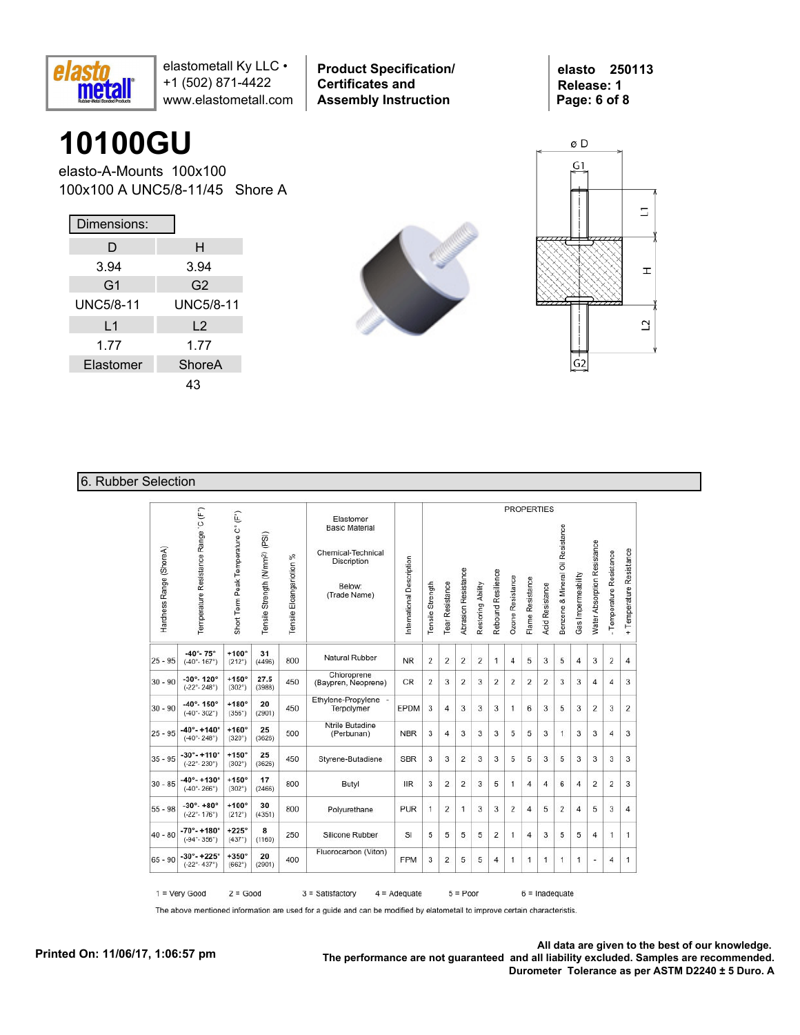# 10100GU

elasto-A-Mounts 100x100

100x100 A UNC5/8-11/45 Shore A

| Dimensions: | |
|---|---|
| D | H |
| 3.94 | 3.94 |
| G1 | G2 |
| UNC5/8-11 | UNC5/8-11 |
| L1 | L2 |
| 1.77 | 1.77 |
| Elastomer | ShoreA |
| | 43 |

## 6. Rubber Selection

| Hardness Range (ShoreA) | Temperature Resistance Range °C (F°) | Short Term Peak Temperature C° (F°) | Tensile Strength (N/mm²) (PSI) | Tensile Elongation % | Elastomer Basic Material / Chemical-Technical Discription / Below: (Trade Name) | International Description | Tensile Strength | Tear Resistance | Abrasion Resistance | Restoring Ability | Rebound Resilience | Ozone Resistance | Flame Resistance | Acid Resistance | Benzene & Mineral Oil Resistance | Gas Impermeability | Water Absorption Resistance | - Temperature Resistance | + Temperature Resistance |
|---|---|---|---|---|---|---|---|---|---|---|---|---|---|---|---|---|---|---|---|
| 25 - 95 | -40°- 75° (-40°- 167°) | +100° (212°) | 31 (4496) | 800 | Natural Rubber | NR | 2 | 2 | 2 | 2 | 1 | 4 | 5 | 3 | 5 | 4 | 3 | 2 | 4 |
| 30 - 90 | -30°- 120° (-22°- 248°) | +150° (302°) | 27.5 (3988) | 450 | Chloroprene (Baypren, Neoprene) | CR | 2 | 3 | 2 | 3 | 2 | 2 | 2 | 2 | 3 | 3 | 4 | 4 | 3 |
| 30 - 90 | -40°- 150° (-40°- 302°) | +180° (356°) | 20 (2901) | 450 | Ethylene-Propylene - Terpolymer | EPDM | 3 | 4 | 3 | 3 | 3 | 1 | 6 | 3 | 5 | 3 | 2 | 3 | 2 |
| 25 - 95 | -40°- +140° (-40°- 248°) | +160° (320°) | 25 (3626) | 500 | Ntrile Butadine (Perbunan) | NBR | 3 | 4 | 3 | 3 | 3 | 5 | 5 | 3 | 1 | 3 | 3 | 4 | 3 |
| 35 - 95 | -30°- +110° (-22°- 230°) | +150° (302°) | 25 (3626) | 450 | Styrene-Butadiene | SBR | 3 | 3 | 2 | 3 | 3 | 5 | 5 | 3 | 5 | 3 | 3 | 3 | 3 |
| 30 - 85 | -40°- +130° (-40°- 266°) | +150° (302°) | 17 (2466) | 800 | Butyl | IIR | 3 | 2 | 2 | 3 | 5 | 1 | 4 | 4 | 6 | 4 | 2 | 2 | 3 |
| 55 - 98 | -30°- +80° (-22°- 176°) | +100° (212°) | 30 (4351) | 800 | Polyurethane | PUR | 1 | 2 | 1 | 3 | 3 | 2 | 4 | 5 | 2 | 4 | 5 | 3 | 4 |
| 40 - 80 | -70°- +180° (-94°- 356°) | +225° (437°) | 8 (1160) | 250 | Silicone Rubber | SI | 5 | 5 | 5 | 5 | 2 | 1 | 4 | 3 | 5 | 5 | 4 | 1 | 1 |
| 65 - 90 | -30°- +225° (-22°- 437°) | +350° (662°) | 20 (2901) | 400 | Fluorocarbon (Viton) | FPM | 3 | 2 | 5 | 5 | 4 | 1 | 1 | 1 | 1 | 1 | - | 4 | 1 |

1 = Very Good 2 = Good 3 = Satisfactory 4 = Adequate 5 = Poor 6 = Inadequate

The above mentioned information are used for a guide and can be modified by elatometall to improve certain characteristis.

Printed On: 11/06/17, 1:06:57 pm

All data are given to the best of our knowledge.
The performance are not guaranteed and all liability excluded. Samples are recommended.
Durometer Tolerance as per ASTM D2240 ± 5 Duro. A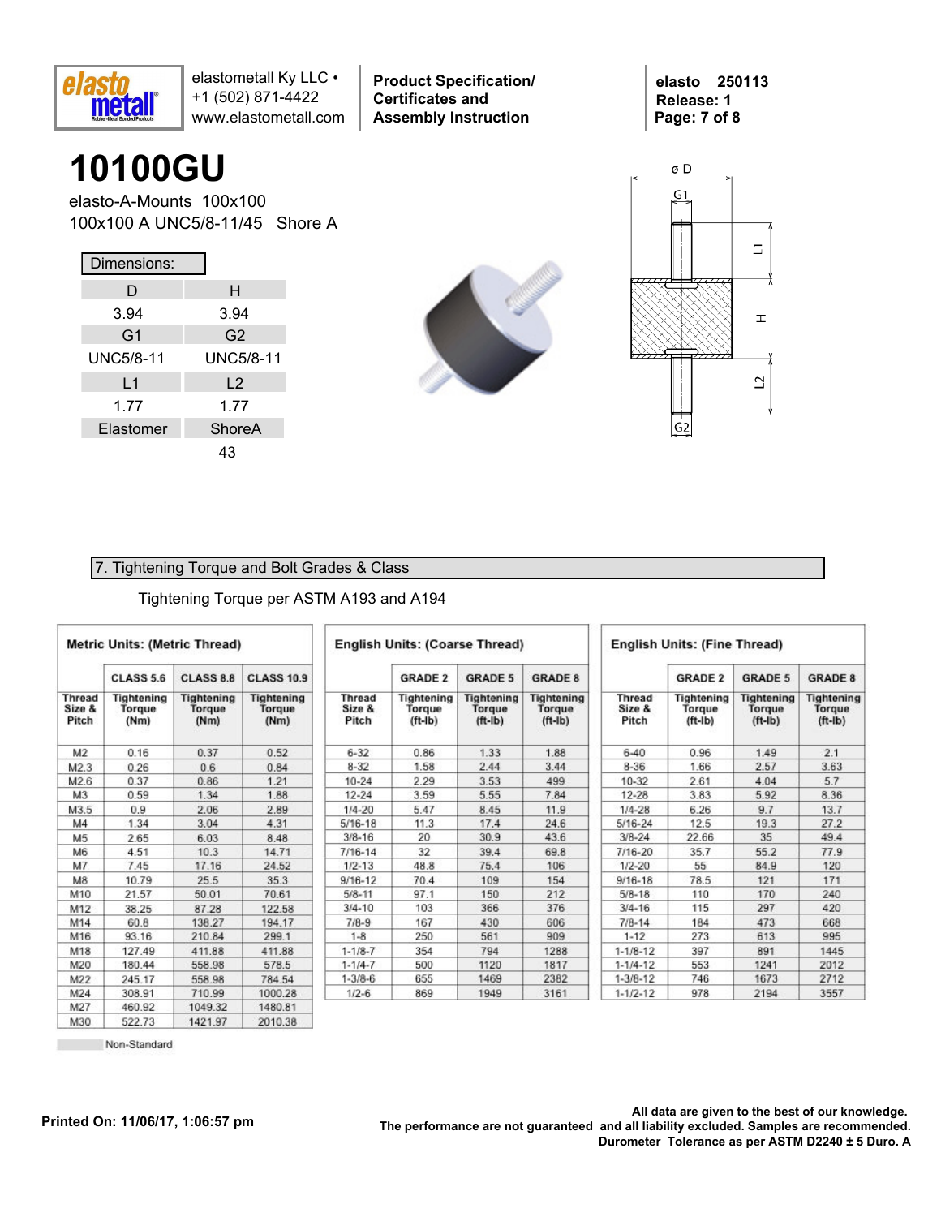elastomettall Ky LLC • +1 (502) 871-4422 www.elastometall.com

**Product Specification/ Certificates and Assembly Instruction**

**elasto 250113**
**Release: 1**

# 10100GU

elasto-A-Mounts 100x100
100x100 A UNC5/8-11/45 Shore A

| Dimensions: | |
|---|---|
| D | H |
| 3.94 | 3.94 |
| G1 | G2 |
| UNC5/8-11 | UNC5/8-11 |
| L1 | L2 |
| 1.77 | 1.77 |
| Elastomer | ShoreA |
| | 43 |

## 7. Tightening Torque and Bolt Grades & Class

Tightening Torque per ASTM A193 and A194

**Metric Units: (Metric Thread)**

| Thread Size & Pitch | CLASS 5.6 Tightening Torque (Nm) | CLASS 8.8 Tightening Torque (Nm) | CLASS 10.9 Tightening Torque (Nm) |
|---|---|---|---|
| M2 | 0.16 | 0.37 | 0.52 |
| M2.3 | 0.26 | 0.6 | 0.84 |
| M2.6 | 0.37 | 0.86 | 1.21 |
| M3 | 0.59 | 1.34 | 1.88 |
| M3.5 | 0.9 | 2.06 | 2.89 |
| M4 | 1.34 | 3.04 | 4.31 |
| M5 | 2.65 | 6.03 | 8.48 |
| M6 | 4.51 | 10.3 | 14.71 |
| M7 | 7.45 | 17.16 | 24.52 |
| M8 | 10.79 | 25.5 | 35.3 |
| M10 | 21.57 | 50.01 | 70.61 |
| M12 | 38.25 | 87.28 | 122.58 |
| M14 | 60.8 | 138.27 | 194.17 |
| M16 | 93.16 | 210.84 | 299.1 |
| M18 | 127.49 | 411.88 | 411.88 |
| M20 | 180.44 | 558.98 | 578.5 |
| M22 | 245.17 | 558.98 | 784.54 |
| M24 | 308.91 | 710.99 | 1000.28 |
| M27 | 460.92 | 1049.32 | 1480.81 |
| M30 | 522.73 | 1421.97 | 2010.38 |

Non-Standard

**English Units: (Coarse Thread)**

| Thread Size & Pitch | GRADE 2 Tightening Torque (ft-lb) | GRADE 5 Tightening Torque (ft-lb) | GRADE 8 Tightening Torque (ft-lb) |
|---|---|---|---|
| 6-32 | 0.86 | 1.33 | 1.88 |
| 8-32 | 1.58 | 2.44 | 3.44 |
| 10-24 | 2.29 | 3.53 | 499 |
| 12-24 | 3.59 | 5.55 | 7.84 |
| 1/4-20 | 5.47 | 8.45 | 11.9 |
| 5/16-18 | 11.3 | 17.4 | 24.6 |
| 3/8-16 | 20 | 30.9 | 43.6 |
| 7/16-14 | 32 | 39.4 | 69.8 |
| 1/2-13 | 48.8 | 75.4 | 106 |
| 9/16-12 | 70.4 | 109 | 154 |
| 5/8-11 | 97.1 | 150 | 212 |
| 3/4-10 | 103 | 366 | 376 |
| 7/8-9 | 167 | 430 | 606 |
| 1-8 | 250 | 561 | 909 |
| 1-1/8-7 | 354 | 794 | 1288 |
| 1-1/4-7 | 500 | 1120 | 1817 |
| 1-3/8-6 | 655 | 1469 | 2382 |
| 1/2-6 | 869 | 1949 | 3161 |

**English Units: (Fine Thread)**

| Thread Size & Pitch | GRADE 2 Tightening Torque (ft-lb) | GRADE 5 Tightening Torque (ft-lb) | GRADE 8 Tightening Torque (ft-lb) |
|---|---|---|---|
| 6-40 | 0.96 | 1.49 | 2.1 |
| 8-36 | 1.66 | 2.57 | 3.63 |
| 10-32 | 2.61 | 4.04 | 5.7 |
| 12-28 | 3.83 | 5.92 | 8.36 |
| 1/4-28 | 6.26 | 9.7 | 13.7 |
| 5/16-24 | 12.5 | 19.3 | 27.2 |
| 3/8-24 | 22.66 | 35 | 49.4 |
| 7/16-20 | 35.7 | 55.2 | 77.9 |
| 1/2-20 | 55 | 84.9 | 120 |
| 9/16-18 | 78.5 | 121 | 171 |
| 5/8-18 | 110 | 170 | 240 |
| 3/4-16 | 115 | 297 | 420 |
| 7/8-14 | 184 | 473 | 668 |
| 1-12 | 273 | 613 | 995 |
| 1-1/8-12 | 397 | 891 | 1445 |
| 1-1/4-12 | 553 | 1241 | 2012 |
| 1-3/8-12 | 746 | 1673 | 2712 |
| 1-1/2-12 | 978 | 2194 | 3557 |

**Printed On: 11/06/17, 1:06:57 pm**

**All data are given to the best of our knowledge. The performance are not guaranteed and all liability excluded. Samples are recommended. Durometer Tolerance as per ASTM D2240 ± 5 Duro. A**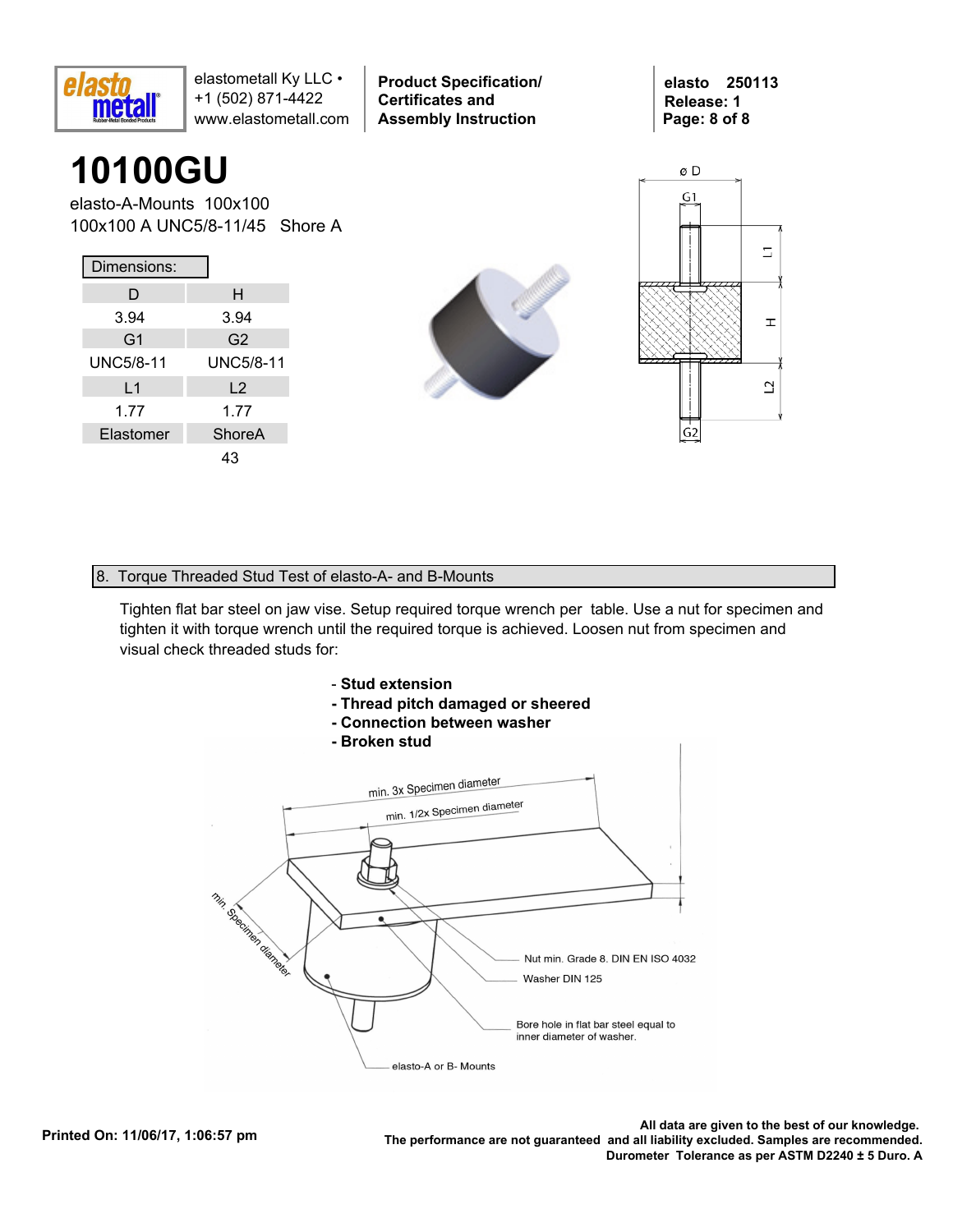# 10100GU

elasto-A-Mounts 100x100
100x100 A UNC5/8-11/45 Shore A

| Dimensions: | |
|---|---|
| D | H |
| 3.94 | 3.94 |
| G1 | G2 |
| UNC5/8-11 | UNC5/8-11 |
| L1 | L2 |
| 1.77 | 1.77 |
| Elastomer | ShoreA |
| | 43 |

## 8. Torque Threaded Stud Test of elasto-A- and B-Mounts

Tighten flat bar steel on jaw vise. Setup required torque wrench per table. Use a nut for specimen and tighten it with torque wrench until the required torque is achieved. Loosen nut from specimen and visual check threaded studs for:

- **Stud extension**
- **Thread pitch damaged or sheered**
- **Connection between washer**
- **Broken stud**

min. 3x Specimen diameter
min. 1/2x Specimen diameter
min. Specimen diameter
Nut min. Grade 8. DIN EN ISO 4032
Washer DIN 125
Bore hole in flat bar steel equal to inner diameter of washer.
elasto-A or B- Mounts

**Printed On: 11/06/17, 1:06:57 pm**

**All data are given to the best of our knowledge.**
**The performance are not guaranteed and all liability excluded. Samples are recommended.**
**Durometer Tolerance as per ASTM D2240 ± 5 Duro. A**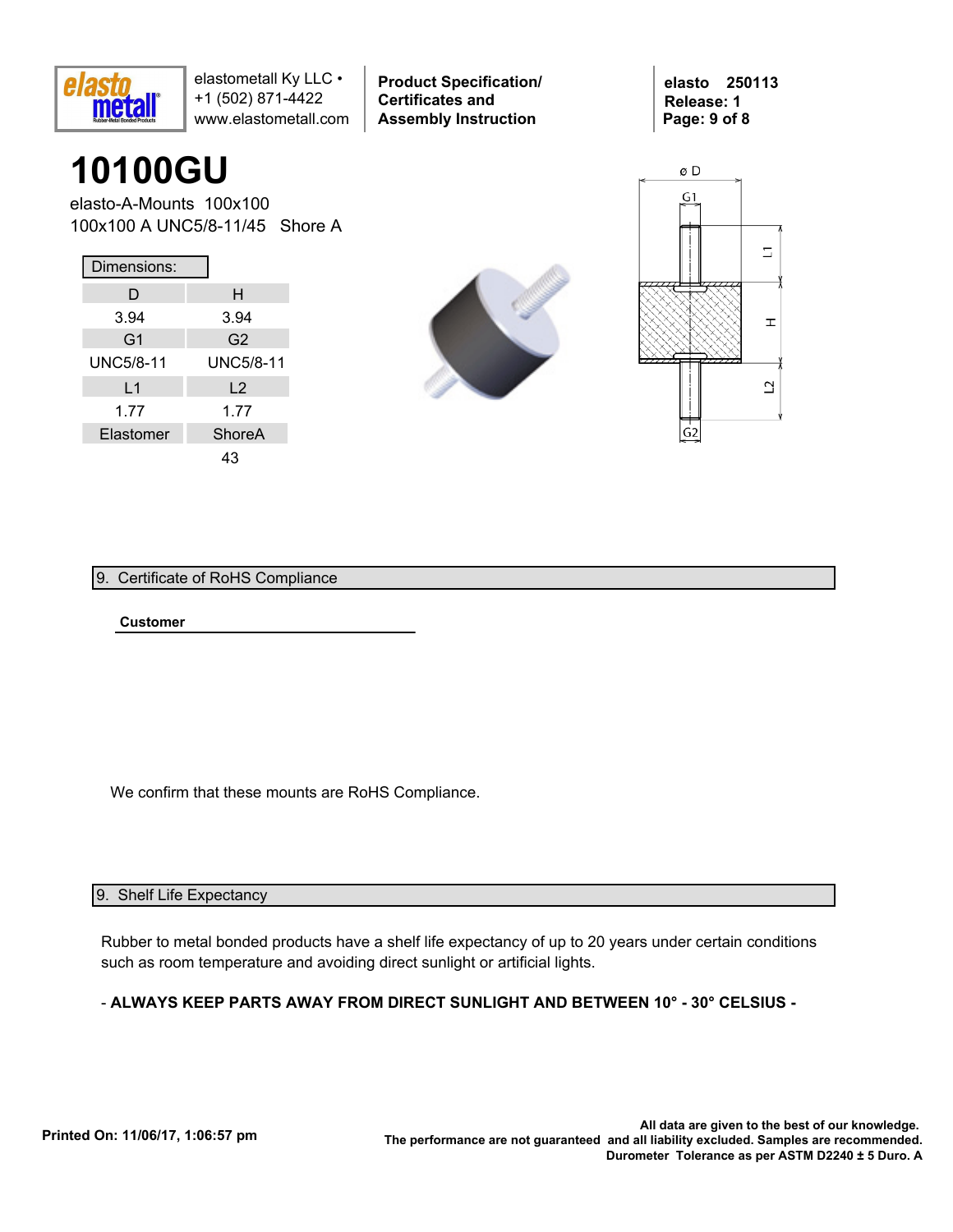# 10100GU

elasto-A-Mounts 100x100
100x100 A UNC5/8-11/45 Shore A

Dimensions:

| D | H |
|---|---|
| 3.94 | 3.94 |
| G1 | G2 |
| UNC5/8-11 | UNC5/8-11 |
| L1 | L2 |
| 1.77 | 1.77 |
| Elastomer | ShoreA |
| | 43 |

## 9. Certificate of RoHS Compliance

**Customer**

We confirm that these mounts are RoHS Compliance.

## 9. Shelf Life Expectancy

Rubber to metal bonded products have a shelf life expectancy of up to 20 years under certain conditions such as room temperature and avoiding direct sunlight or artificial lights.

\- **ALWAYS KEEP PARTS AWAY FROM DIRECT SUNLIGHT AND BETWEEN 10° - 30° CELSIUS -**

**Printed On: 11/06/17, 1:06:57 pm**

**All data are given to the best of our knowledge.
The performance are not guaranteed and all liability excluded. Samples are recommended.
Durometer Tolerance as per ASTM D2240 ± 5 Duro. A**